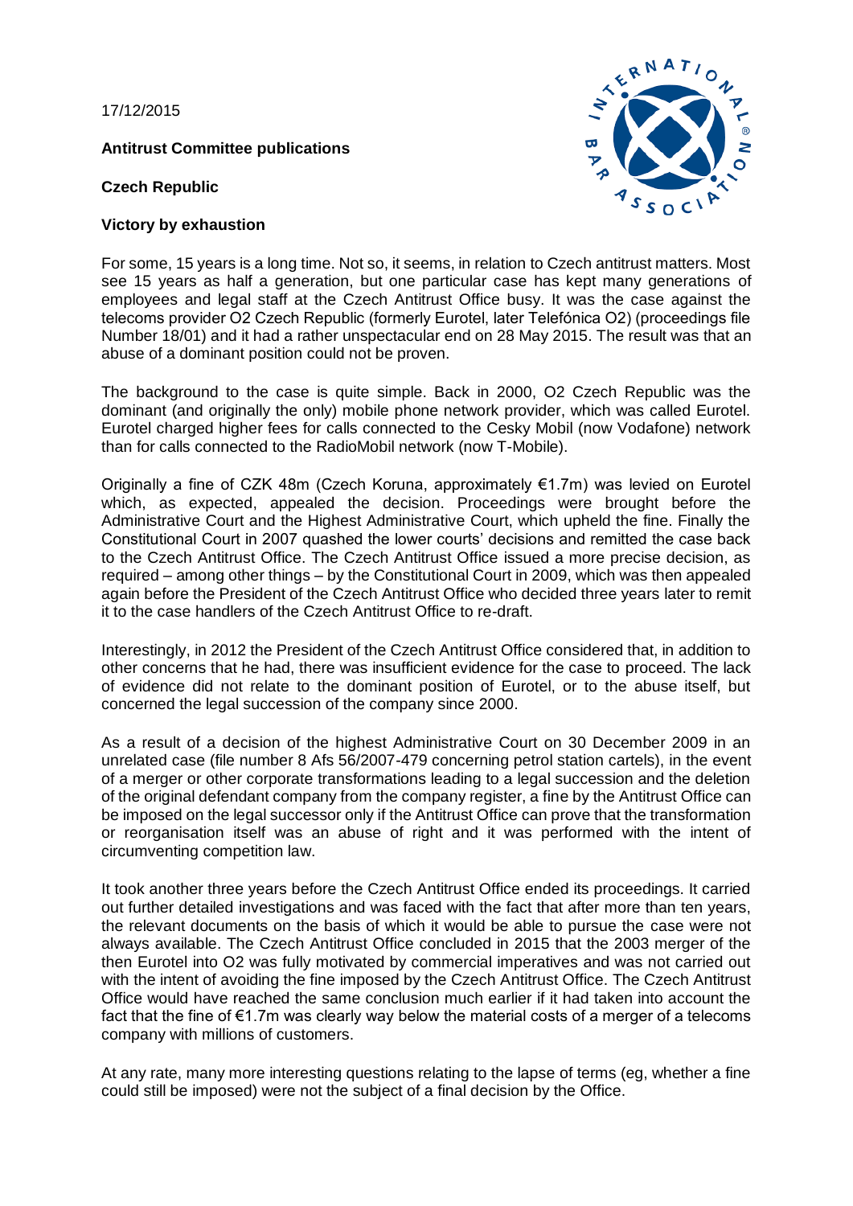17/12/2015

**Antitrust Committee publications**

**Czech Republic**

**Victory by exhaustion**

For some, 15 years is a long time. Not so, it seems, in relation to Czech antitrust matters. Most see 15 years as half a generation, but one particular case has kept many generations of employees and legal staff at the Czech Antitrust Office busy. It was the case against the telecoms provider O2 Czech Republic (formerly Eurotel, later Telefónica O2) (proceedings file Number 18/01) and it had a rather unspectacular end on 28 May 2015. The result was that an abuse of a dominant position could not be proven.

The background to the case is quite simple. Back in 2000, O2 Czech Republic was the dominant (and originally the only) mobile phone network provider, which was called Eurotel. Eurotel charged higher fees for calls connected to the Cesky Mobil (now Vodafone) network than for calls connected to the RadioMobil network (now T-Mobile).

Originally a fine of CZK 48m (Czech Koruna, approximately €1.7m) was levied on Eurotel which, as expected, appealed the decision. Proceedings were brought before the Administrative Court and the Highest Administrative Court, which upheld the fine. Finally the Constitutional Court in 2007 quashed the lower courts' decisions and remitted the case back to the Czech Antitrust Office. The Czech Antitrust Office issued a more precise decision, as required – among other things – by the Constitutional Court in 2009, which was then appealed again before the President of the Czech Antitrust Office who decided three years later to remit it to the case handlers of the Czech Antitrust Office to re-draft.

Interestingly, in 2012 the President of the Czech Antitrust Office considered that, in addition to other concerns that he had, there was insufficient evidence for the case to proceed. The lack of evidence did not relate to the dominant position of Eurotel, or to the abuse itself, but concerned the legal succession of the company since 2000.

As a result of a decision of the highest Administrative Court on 30 December 2009 in an unrelated case (file number 8 Afs 56/2007-479 concerning petrol station cartels), in the event of a merger or other corporate transformations leading to a legal succession and the deletion of the original defendant company from the company register, a fine by the Antitrust Office can be imposed on the legal successor only if the Antitrust Office can prove that the transformation or reorganisation itself was an abuse of right and it was performed with the intent of circumventing competition law.

It took another three years before the Czech Antitrust Office ended its proceedings. It carried out further detailed investigations and was faced with the fact that after more than ten years, the relevant documents on the basis of which it would be able to pursue the case were not always available. The Czech Antitrust Office concluded in 2015 that the 2003 merger of the then Eurotel into O2 was fully motivated by commercial imperatives and was not carried out with the intent of avoiding the fine imposed by the Czech Antitrust Office. The Czech Antitrust Office would have reached the same conclusion much earlier if it had taken into account the fact that the fine of €1.7m was clearly way below the material costs of a merger of a telecoms company with millions of customers.

At any rate, many more interesting questions relating to the lapse of terms (eg, whether a fine could still be imposed) were not the subject of a final decision by the Office.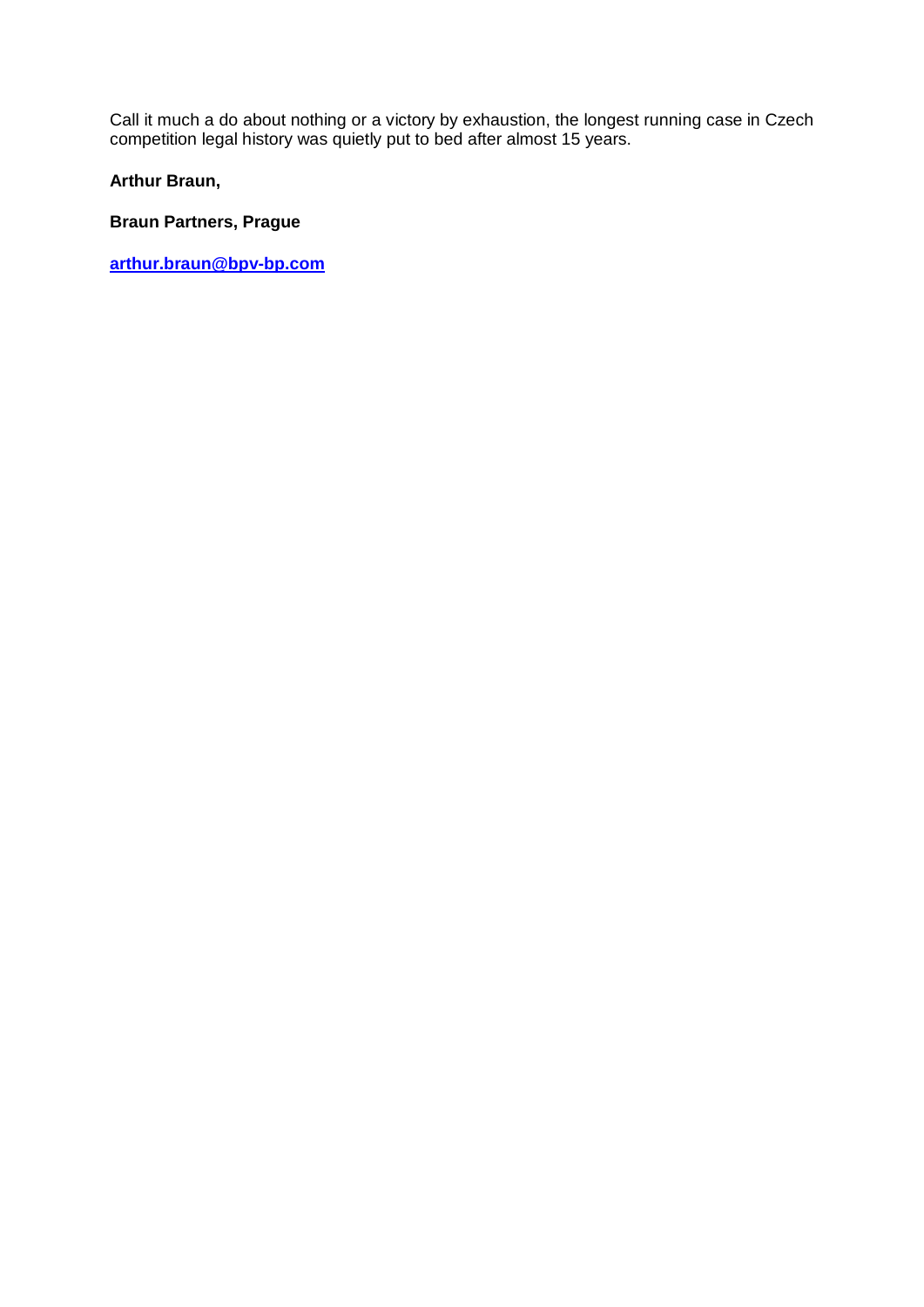Call it much a do about nothing or a victory by exhaustion, the longest running case in Czech competition legal history was quietly put to bed after almost 15 years.

**Arthur Braun,**

**Braun Partners, Prague**

**arthur.braun@bpv-bp.com**